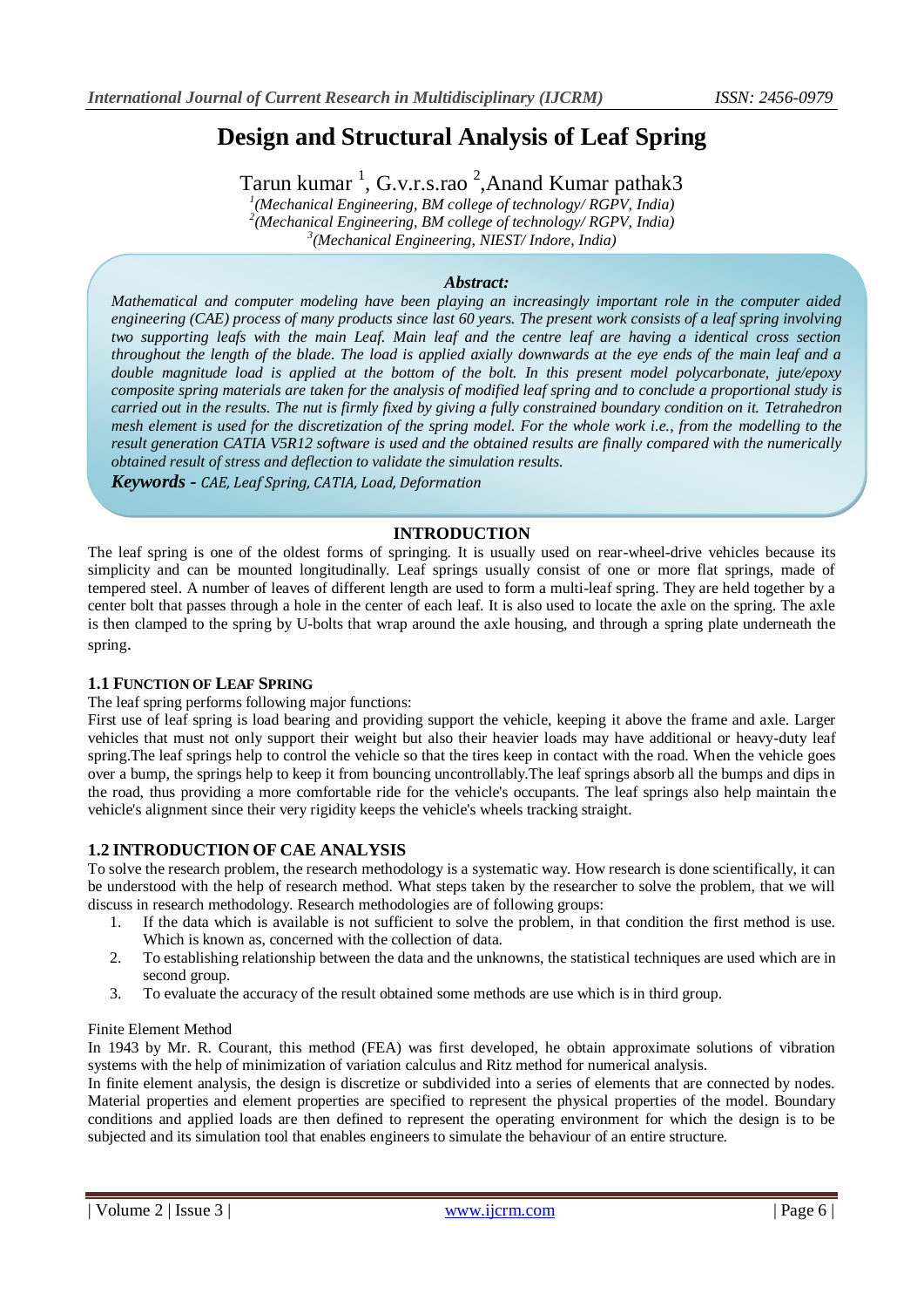# Design and Structural Analysis of Leaf Spring

Tarun kumar [1], G.v.r.s.rao [2],Anand Kumar pathak3

[1](Mechanical Engineering, BM college of technology/ RGPV, India)
[2](Mechanical Engineering, BM college of technology/ RGPV, India)
[3](Mechanical Engineering, NIEST/ Indore, India)

***Abstract:***

*Mathematical and computer modeling have been playing an increasingly important role in the computer aided engineering (CAE) process of many products since last 60 years. The present work consists of a leaf spring involving two supporting leafs with the main Leaf. Main leaf and the centre leaf are having a identical cross section throughout the length of the blade. The load is applied axially downwards at the eye ends of the main leaf and a double magnitude load is applied at the bottom of the bolt. In this present model polycarbonate, jute/epoxy composite spring materials are taken for the analysis of modified leaf spring and to conclude a proportional study is carried out in the results. The nut is firmly fixed by giving a fully constrained boundary condition on it. Tetrahedron mesh element is used for the discretization of the spring model. For the whole work i.e., from the modelling to the result generation CATIA V5R12 software is used and the obtained results are finally compared with the numerically obtained result of stress and deflection to validate the simulation results.*

***Keywords -*** *CAE, Leaf Spring, CATIA, Load, Deformation*

## INTRODUCTION

The leaf spring is one of the oldest forms of springing. It is usually used on rear-wheel-drive vehicles because its simplicity and can be mounted longitudinally. Leaf springs usually consist of one or more flat springs, made of tempered steel. A number of leaves of different length are used to form a multi-leaf spring. They are held together by a center bolt that passes through a hole in the center of each leaf. It is also used to locate the axle on the spring. The axle is then clamped to the spring by U-bolts that wrap around the axle housing, and through a spring plate underneath the spring.

### 1.1 Function of Leaf Spring

The leaf spring performs following major functions:

First use of leaf spring is load bearing and providing support the vehicle, keeping it above the frame and axle. Larger vehicles that must not only support their weight but also their heavier loads may have additional or heavy-duty leaf spring.The leaf springs help to control the vehicle so that the tires keep in contact with the road. When the vehicle goes over a bump, the springs help to keep it from bouncing uncontrollably.The leaf springs absorb all the bumps and dips in the road, thus providing a more comfortable ride for the vehicle's occupants. The leaf springs also help maintain the vehicle's alignment since their very rigidity keeps the vehicle's wheels tracking straight.

### 1.2 INTRODUCTION OF CAE ANALYSIS

To solve the research problem, the research methodology is a systematic way. How research is done scientifically, it can be understood with the help of research method. What steps taken by the researcher to solve the problem, that we will discuss in research methodology. Research methodologies are of following groups:

1. If the data which is available is not sufficient to solve the problem, in that condition the first method is use. Which is known as, concerned with the collection of data.
2. To establishing relationship between the data and the unknowns, the statistical techniques are used which are in second group.
3. To evaluate the accuracy of the result obtained some methods are use which is in third group.

Finite Element Method

In 1943 by Mr. R. Courant, this method (FEA) was first developed, he obtain approximate solutions of vibration systems with the help of minimization of variation calculus and Ritz method for numerical analysis.

In finite element analysis, the design is discretize or subdivided into a series of elements that are connected by nodes. Material properties and element properties are specified to represent the physical properties of the model. Boundary conditions and applied loads are then defined to represent the operating environment for which the design is to be subjected and its simulation tool that enables engineers to simulate the behaviour of an entire structure.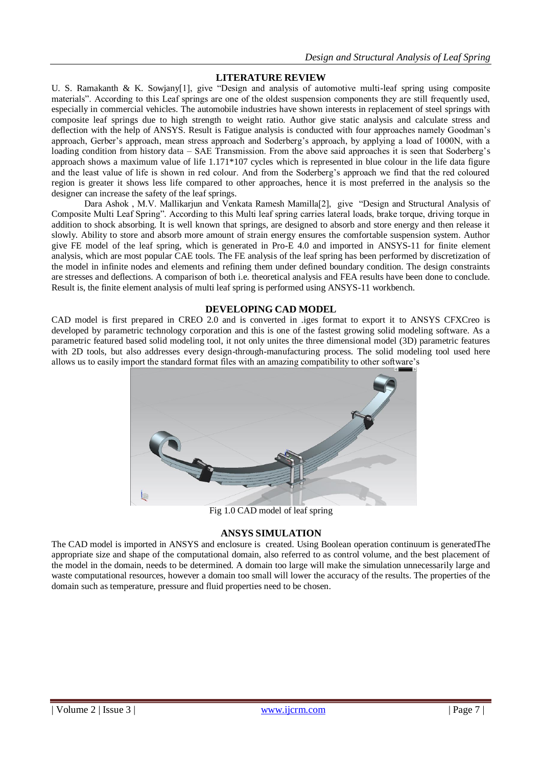## LITERATURE REVIEW

U. S. Ramakanth & K. Sowjany[1], give "Design and analysis of automotive multi-leaf spring using composite materials". According to this Leaf springs are one of the oldest suspension components they are still frequently used, especially in commercial vehicles. The automobile industries have shown interests in replacement of steel springs with composite leaf springs due to high strength to weight ratio. Author give static analysis and calculate stress and deflection with the help of ANSYS. Result is Fatigue analysis is conducted with four approaches namely Goodman's approach, Gerber's approach, mean stress approach and Soderberg's approach, by applying a load of 1000N, with a loading condition from history data – SAE Transmission. From the above said approaches it is seen that Soderberg's approach shows a maximum value of life 1.171*107 cycles which is represented in blue colour in the life data figure and the least value of life is shown in red colour. And from the Soderberg's approach we find that the red coloured region is greater it shows less life compared to other approaches, hence it is most preferred in the analysis so the designer can increase the safety of the leaf springs.

Dara Ashok , M.V. Mallikarjun and Venkata Ramesh Mamilla[2], give "Design and Structural Analysis of Composite Multi Leaf Spring". According to this Multi leaf spring carries lateral loads, brake torque, driving torque in addition to shock absorbing. It is well known that springs, are designed to absorb and store energy and then release it slowly. Ability to store and absorb more amount of strain energy ensures the comfortable suspension system. Author give FE model of the leaf spring, which is generated in Pro-E 4.0 and imported in ANSYS-11 for finite element analysis, which are most popular CAE tools. The FE analysis of the leaf spring has been performed by discretization of the model in infinite nodes and elements and refining them under defined boundary condition. The design constraints are stresses and deflections. A comparison of both i.e. theoretical analysis and FEA results have been done to conclude. Result is, the finite element analysis of multi leaf spring is performed using ANSYS-11 workbench.

## DEVELOPING CAD MODEL

CAD model is first prepared in CREO 2.0 and is converted in .iges format to export it to ANSYS CFXCreo is developed by parametric technology corporation and this is one of the fastest growing solid modeling software. As a parametric featured based solid modeling tool, it not only unites the three dimensional model (3D) parametric features with 2D tools, but also addresses every design-through-manufacturing process. The solid modeling tool used here allows us to easily import the standard format files with an amazing compatibility to other software's

Fig 1.0 CAD model of leaf spring

## ANSYS SIMULATION

The CAD model is imported in ANSYS and enclosure is created. Using Boolean operation continuum is generatedThe appropriate size and shape of the computational domain, also referred to as control volume, and the best placement of the model in the domain, needs to be determined. A domain too large will make the simulation unnecessarily large and waste computational resources, however a domain too small will lower the accuracy of the results. The properties of the domain such as temperature, pressure and fluid properties need to be chosen.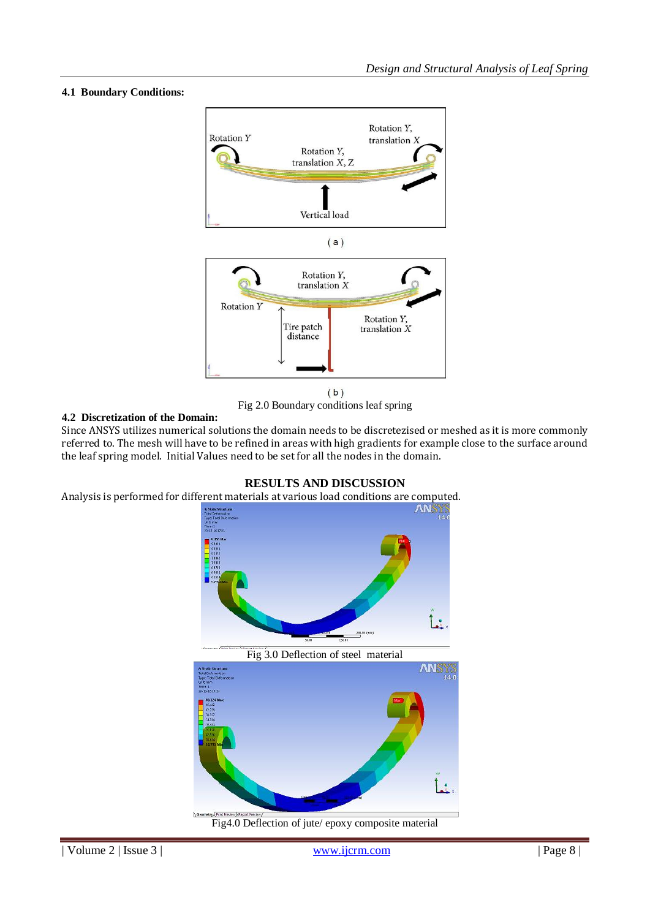### 4.1 Boundary Conditions:

( a )

( b )

Fig 2.0 Boundary conditions leaf spring

### 4.2 Discretization of the Domain:

Since ANSYS utilizes numerical solutions the domain needs to be discretezised or meshed as it is more commonly referred to. The mesh will have to be refined in areas with high gradients for example close to the surface around the leaf spring model. Initial Values need to be set for all the nodes in the domain.

## RESULTS AND DISCUSSION

Analysis is performed for different materials at various load conditions are computed.

Fig 3.0 Deflection of steel material

Fig4.0 Deflection of jute/ epoxy composite material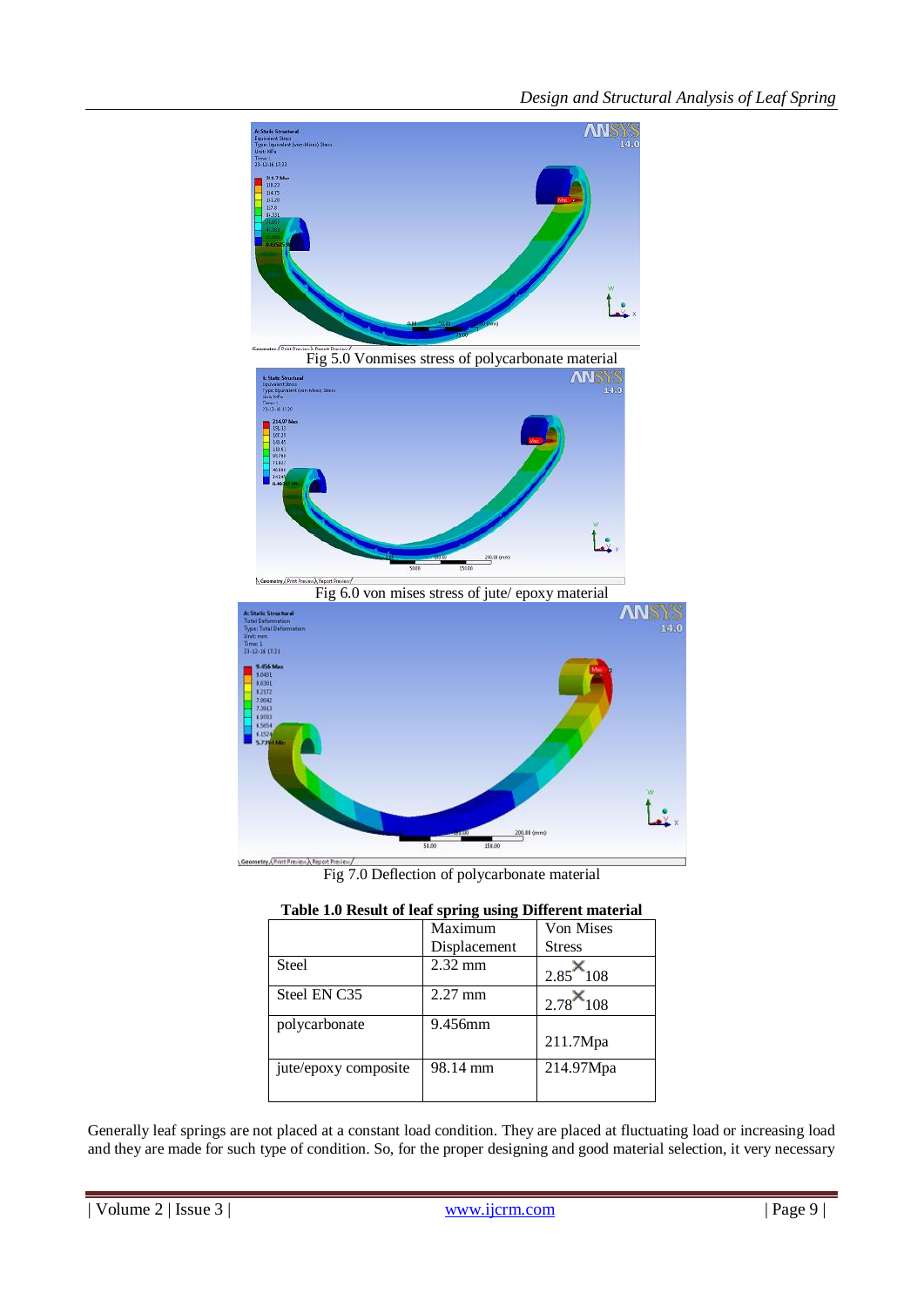Fig 5.0 Vonmises stress of polycarbonate material

Fig 6.0 von mises stress of jute/ epoxy material

Fig 7.0 Deflection of polycarbonate material

**Table 1.0 Result of leaf spring using Different material**

| | Maximum Displacement | Von Mises Stress |
|---|---|---|
| Steel | 2.32 mm | $2.85 \times 10^8$ |
| Steel EN C35 | 2.27 mm | $2.78 \times 10^8$ |
| polycarbonate | 9.456mm | 211.7Mpa |
| jute/epoxy composite | 98.14 mm | 214.97Mpa |

Generally leaf springs are not placed at a constant load condition. They are placed at fluctuating load or increasing load and they are made for such type of condition. So, for the proper designing and good material selection, it very necessary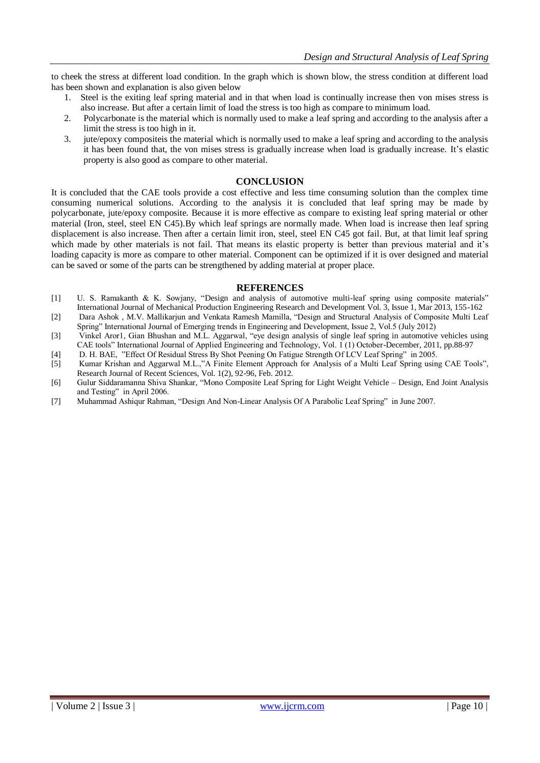to cheek the stress at different load condition. In the graph which is shown blow, the stress condition at different load has been shown and explanation is also given below

1. Steel is the exiting leaf spring material and in that when load is continually increase then von mises stress is also increase. But after a certain limit of load the stress is too high as compare to minimum load.
2. Polycarbonate is the material which is normally used to make a leaf spring and according to the analysis after a limit the stress is too high in it.
3. jute/epoxy compositeis the material which is normally used to make a leaf spring and according to the analysis it has been found that, the von mises stress is gradually increase when load is gradually increase. It's elastic property is also good as compare to other material.

## CONCLUSION

It is concluded that the CAE tools provide a cost effective and less time consuming solution than the complex time consuming numerical solutions. According to the analysis it is concluded that leaf spring may be made by polycarbonate, jute/epoxy composite. Because it is more effective as compare to existing leaf spring material or other material (Iron, steel, steel EN C45).By which leaf springs are normally made. When load is increase then leaf spring displacement is also increase. Then after a certain limit iron, steel, steel EN C45 got fail. But, at that limit leaf spring which made by other materials is not fail. That means its elastic property is better than previous material and it's loading capacity is more as compare to other material. Component can be optimized if it is over designed and material can be saved or some of the parts can be strengthened by adding material at proper place.

## REFERENCES

[1] U. S. Ramakanth & K. Sowjany, "Design and analysis of automotive multi-leaf spring using composite materials" International Journal of Mechanical Production Engineering Research and Development Vol. 3, Issue 1, Mar 2013, 155-162

[2] Dara Ashok , M.V. Mallikarjun and Venkata Ramesh Mamilla, "Design and Structural Analysis of Composite Multi Leaf Spring" International Journal of Emerging trends in Engineering and Development, Issue 2, Vol.5 (July 2012)

[3] Vinkel Aror1, Gian Bhushan and M.L. Aggarwal, "eye design analysis of single leaf spring in automotive vehicles using CAE tools" International Journal of Applied Engineering and Technology, Vol. 1 (1) October-December, 2011, pp.88-97

[4] D. H. BAE, "Effect Of Residual Stress By Shot Peening On Fatigue Strength Of LCV Leaf Spring" in 2005.

[5] Kumar Krishan and Aggarwal M.L.,"A Finite Element Approach for Analysis of a Multi Leaf Spring using CAE Tools", Research Journal of Recent Sciences, Vol. 1(2), 92-96, Feb. 2012.

[6] Gulur Siddaramanna Shiva Shankar, "Mono Composite Leaf Spring for Light Weight Vehicle – Design, End Joint Analysis and Testing" in April 2006.

[7] Muhammad Ashiqur Rahman, "Design And Non-Linear Analysis Of A Parabolic Leaf Spring" in June 2007.